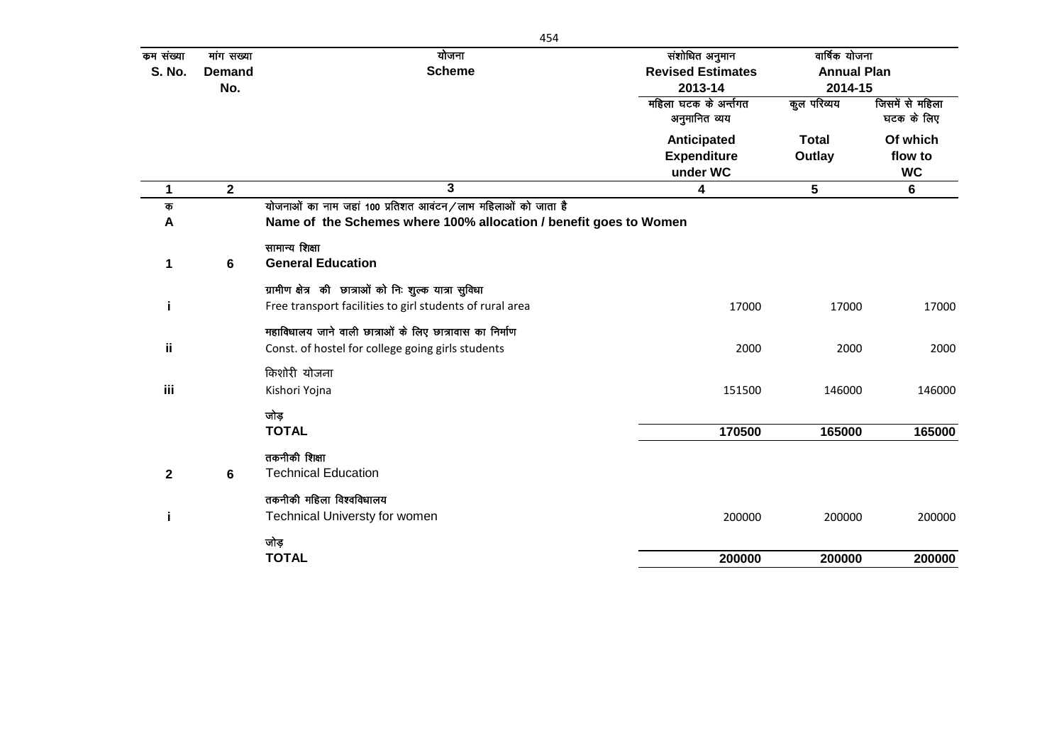| क्रम संख्या S. No. | मांग सख्या Demand No. | योजना Scheme | संशोधित अनुमान Revised Estimates 2013-14 | वार्षिक योजना Annual Plan 2014-15 | |
|---|---|---|---|---|---|
| | | | महिला घटक के अर्न्तगत अनुमानित व्यय Anticipated Expenditure under WC | कुल परिव्यय Total Outlay | जिसमें से महिला घटक के लिए Of which flow to WC |
| **1** | **2** | **3** | **4** | **5** | **6** |
| क A | | योजनाओं का नाम जहां 100 प्रतिशत आवंटन/लाभ महिलाओं को जाता है **Name of the Schemes where 100% allocation / benefit goes to Women** | | | |
| **1** | **6** | सामान्य शिक्षा **General Education** | | | |
| i | | ग्रामीण क्षेत्र की छात्राओं को निः शुल्क यात्रा सुविधा Free transport facilities to girl students of rural area | 17000 | 17000 | 17000 |
| ii | | महाविधालय जाने वाली छात्राओं के लिए छात्रावास का निर्माण Const. of hostel for college going girls students | 2000 | 2000 | 2000 |
| iii | | किशोरी योजना Kishori Yojna | 151500 | 146000 | 146000 |
| | | जोड़ **TOTAL** | **170500** | **165000** | **165000** |
| **2** | **6** | तकनीकी शिक्षा Technical Education | | | |
| i | | तकनीकी महिला विश्वविधालय Technical Universty for women | 200000 | 200000 | 200000 |
| | | जोड़ **TOTAL** | **200000** | **200000** | **200000** |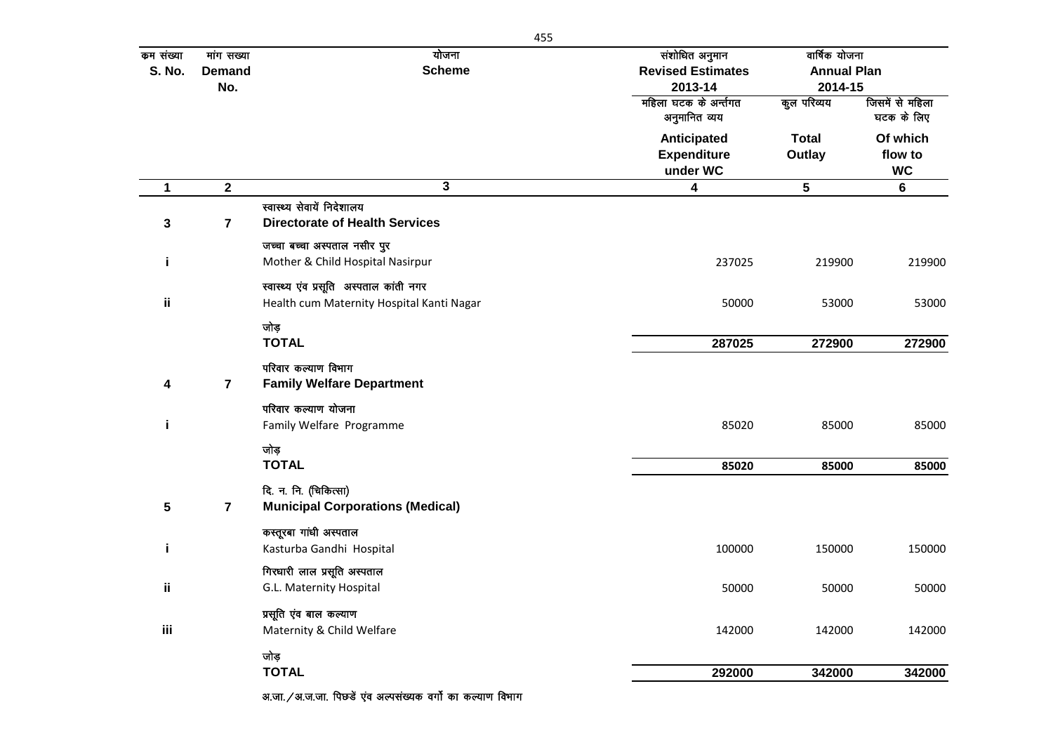| क्रम संख्या<br>S. No. | मांग सख्या<br>Demand No. | योजना<br>Scheme | संशोधित अनुमान<br>Revised Estimates<br>2013-14 | वार्षिक योजना<br>Annual Plan<br>2014-15 | |
|---|---|---|---|---|---|
| | | | महिला घटक के अर्न्तगत अनुमानित व्यय<br>Anticipated Expenditure under WC | कुल परिव्यय<br>Total Outlay | जिसमें से महिला घटक के लिए<br>Of which flow to WC |
| 1 | 2 | 3 | 4 | 5 | 6 |
| 3 | 7 | स्वास्थ्य सेवायें निदेशालय<br>**Directorate of Health Services** | | | |
| i | | जच्चा बच्चा अस्पताल नसीर पुर<br>Mother & Child Hospital Nasirpur | 237025 | 219900 | 219900 |
| ii | | स्वास्थ्य एंव प्रसूति अस्पताल कांती नगर<br>Health cum Maternity Hospital Kanti Nagar | 50000 | 53000 | 53000 |
| | | जोड़<br>**TOTAL** | **287025** | **272900** | **272900** |
| 4 | 7 | परिवार कल्याण विभाग<br>**Family Welfare Department** | | | |
| i | | परिवार कल्याण योजना<br>Family Welfare Programme | 85020 | 85000 | 85000 |
| | | जोड़<br>**TOTAL** | **85020** | **85000** | **85000** |
| 5 | 7 | दि. न. नि. (चिकित्सा)<br>**Municipal Corporations (Medical)** | | | |
| i | | कस्तूरबा गांधी अस्पताल<br>Kasturba Gandhi Hospital | 100000 | 150000 | 150000 |
| ii | | गिरधारी लाल प्रसूति अस्पताल<br>G.L. Maternity Hospital | 50000 | 50000 | 50000 |
| iii | | प्रसूति एंव बाल कल्याण<br>Maternity & Child Welfare | 142000 | 142000 | 142000 |
| | | जोड़<br>**TOTAL** | **292000** | **342000** | **342000** |

अ.जा./अ.ज.जा. पिछडें एंव अल्पसंख्यक वर्गो का कल्याण विभाग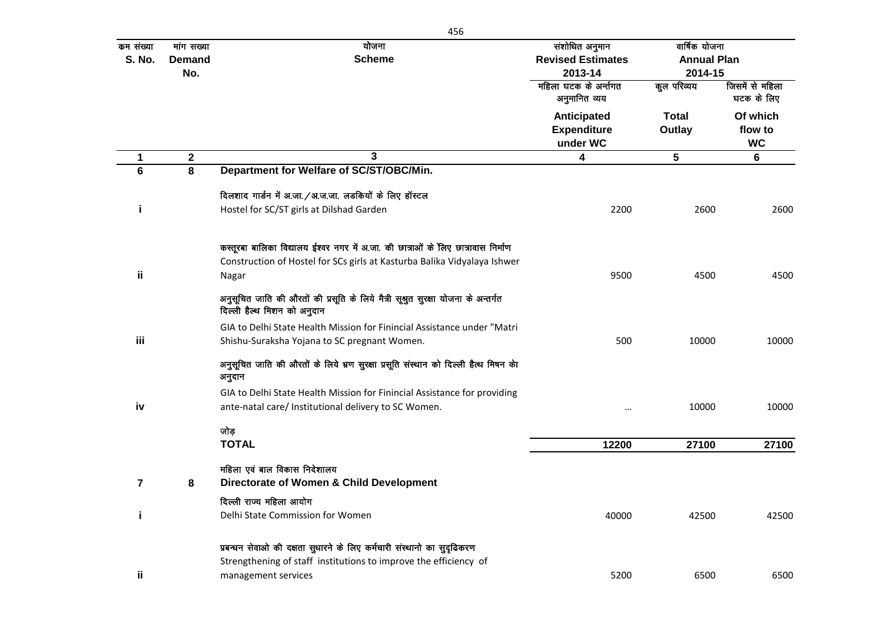| क्रम संख्या S. No. | मांग सख्या Demand No. | योजना Scheme | संशोधित अनुमान Revised Estimates 2013-14 | वार्षिक योजना Annual Plan 2014-15 | |
|---|---|---|---|---|---|
| | | | महिला घटक के अर्न्तगत अनुमानित व्यय Anticipated Expenditure under WC | कुल परिव्यय Total Outlay | जिसमें से महिला घटक के लिए Of which flow to WC |
| 1 | 2 | 3 | 4 | 5 | 6 |
| 6 | 8 | **Department for Welfare of SC/ST/OBC/Min.** | | | |
| i | | दिलशाद गार्डन में अ.जा./अ.ज.जा. लडकियों के लिए हॉस्टल Hostel for SC/ST girls at Dilshad Garden | 2200 | 2600 | 2600 |
| ii | | कस्तूरबा बालिका विद्यालय ईश्वर नगर में अ.जा. की छात्राओं के लिए छात्रावास निर्माण Construction of Hostel for SCs girls at Kasturba Balika Vidyalaya Ishwer Nagar | 9500 | 4500 | 4500 |
| iii | | अनुसूचित जाति की औरतों की प्रसूति के लिये मैत्री सूश्रुत सुरक्षा योजना के अन्तर्गत दिल्ली हैल्थ मिशन को अनुदान GIA to Delhi State Health Mission for Finincial Assistance under "Matri Shishu-Suraksha Yojana to SC pregnant Women. | 500 | 10000 | 10000 |
| iv | | अनुसूचित जाति की औरतों के लिये भ्रण सुरक्षा प्रसूति संस्थान को दिल्ली हैल्थ मिषन को अनुदान GIA to Delhi State Health Mission for Finincial Assistance for providing ante-natal care/ Institutional delivery to SC Women. | ... | 10000 | 10000 |
| | | जोड़ **TOTAL** | **12200** | **27100** | **27100** |
| 7 | 8 | महिला एवं बाल विकास निदेशालय **Directorate of Women & Child Development** | | | |
| i | | दिल्ली राज्य महिला आयोग Delhi State Commission for Women | 40000 | 42500 | 42500 |
| ii | | प्रबन्धन सेवाओ की दक्षता सुधारने के लिए कर्मचारी संस्थानो का सुदृढिकरण Strengthening of staff institutions to improve the efficiency of management services | 5200 | 6500 | 6500 |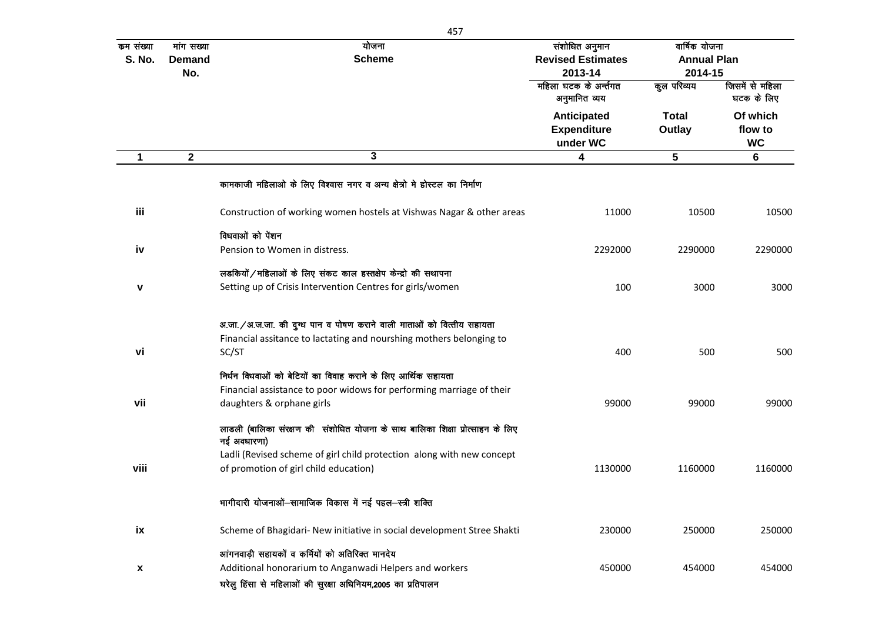| क्रम संख्या S. No. | मांग सख्या Demand No. | योजना Scheme | संशोधित अनुमान Revised Estimates 2013-14 | वार्षिक योजना Annual Plan 2014-15 | |
|---|---|---|---|---|---|
| | | | महिला घटक के अन्तर्गत अनुमानित व्यय Anticipated Expenditure under WC | कुल परिव्यय Total Outlay | जिसमें से महिला घटक के लिए Of which flow to WC |
| 1 | 2 | 3 | 4 | 5 | 6 |
| iii | | कामकाजी महिलाओ के लिए विश्वास नगर व अन्य क्षेत्रो मे होस्टल का निर्माण Construction of working women hostels at Vishwas Nagar & other areas | 11000 | 10500 | 10500 |
| iv | | विधवाओं को पेंशन Pension to Women in distress. | 2292000 | 2290000 | 2290000 |
| v | | लडकियों/महिलाओं के लिए संकट काल हस्तक्षेप केन्द्रो की सथापना Setting up of Crisis Intervention Centres for girls/women | 100 | 3000 | 3000 |
| vi | | अ.जा./अ.ज.जा. की दुग्ध पान व पोषण कराने वाली माताओं को वित्तीय सहायता Financial assitance to lactating and nourshing mothers belonging to SC/ST | 400 | 500 | 500 |
| vii | | निर्धन विधवाओं को बेटियों का विवाह कराने के लिए आर्थिक सहायता Financial assistance to poor widows for performing marriage of their daughters & orphane girls | 99000 | 99000 | 99000 |
| viii | | लाडली (बालिका संरक्षण की संशोधित योजना के साथ बालिका शिक्षा प्रोत्साहन के लिए नई अवधारणा) Ladli (Revised scheme of girl child protection along with new concept of promotion of girl child education) | 1130000 | 1160000 | 1160000 |
| ix | | भागीदारी योजनाओं–सामाजिक विकास में नई पहल–स्त्री शक्ति Scheme of Bhagidari- New initiative in social development Stree Shakti | 230000 | 250000 | 250000 |
| x | | आंगनवाड़ी सहायकों व कर्मियों को अतिरिक्त मानदेय Additional honorarium to Anganwadi Helpers and workers | 450000 | 454000 | 454000 |
| | | घरेलु हिंसा से महिलाओं की सुरक्षा अधिनियम,2005 का प्रतिपालन | | | |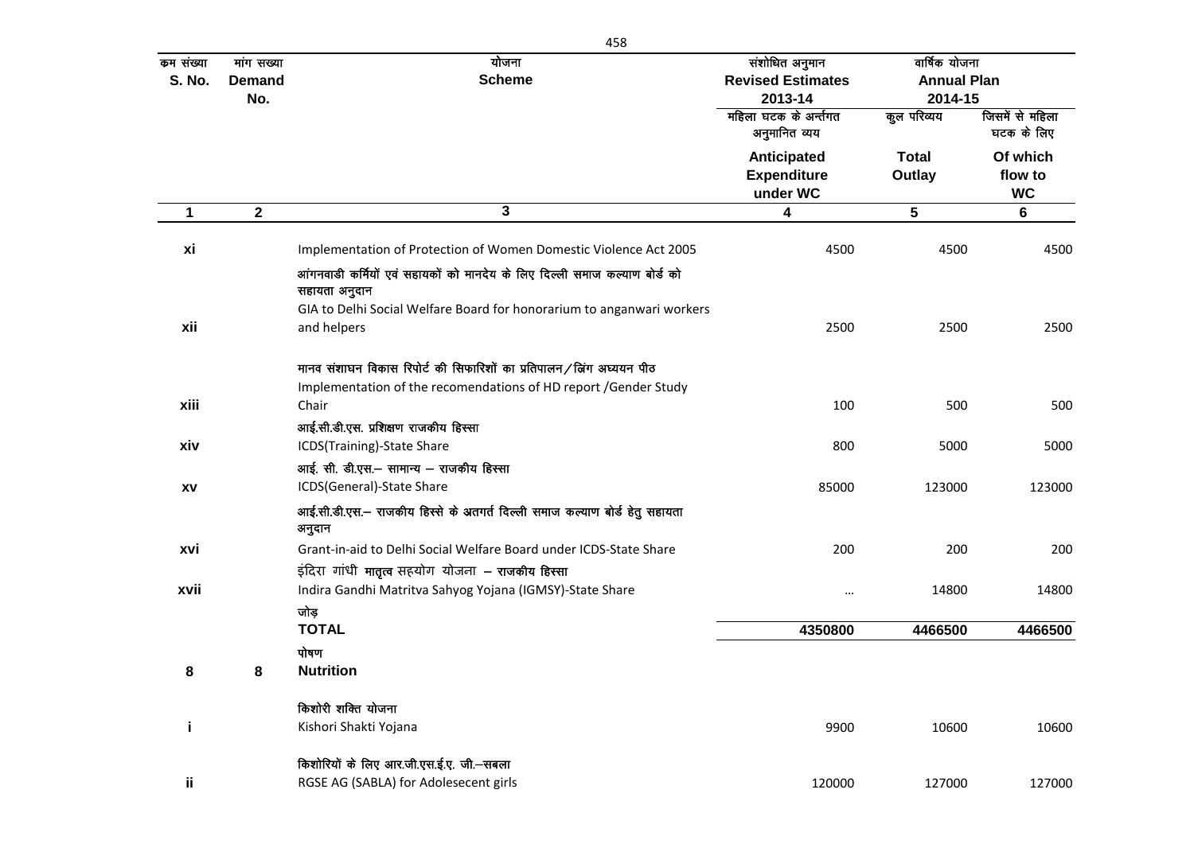| क्रम संख्या S. No. | मांग सख्या Demand No. | योजना Scheme | संशोधित अनुमान Revised Estimates 2013-14 | वार्षिक योजना Annual Plan 2014-15 | |
|---|---|---|---|---|---|
| | | | महिला घटक के अर्न्तगत अनुमानित व्यय Anticipated Expenditure under WC | कुल परिव्यय Total Outlay | जिसमें से महिला घटक के लिए Of which flow to WC |
| **1** | **2** | **3** | **4** | **5** | **6** |
| xi | | Implementation of Protection of Women Domestic Violence Act 2005 | 4500 | 4500 | 4500 |
| xii | | आंगनवाडी कर्मियों एवं सहायकों को मानदेय के लिए दिल्ली समाज कल्याण बोर्ड को सहायता अनुदान<br>GIA to Delhi Social Welfare Board for honorarium to anganwari workers and helpers | 2500 | 2500 | 2500 |
| xiii | | मानव संशाघन विकास रिपोर्ट की सिफारिशों का प्रतिपालन/जिंग अध्ययन पीठ<br>Implementation of the recomendations of HD report /Gender Study Chair | 100 | 500 | 500 |
| xiv | | आई.सी.डी.एस. प्रशिक्षण राजकीय हिस्सा<br>ICDS(Training)-State Share | 800 | 5000 | 5000 |
| xv | | आई. सी. डी.एस.– सामान्य – राजकीय हिस्सा<br>ICDS(General)-State Share | 85000 | 123000 | 123000 |
| xvi | | आई.सी.डी.एस.– राजकीय हिस्से के अतगर्त दिल्ली समाज कल्याण बोर्ड हेतु सहायता अनुदान<br>Grant-in-aid to Delhi Social Welfare Board under ICDS-State Share | 200 | 200 | 200 |
| xvii | | इंदिरा गांधी मातृत्व सहयोग योजना – राजकीय हिस्सा<br>Indira Gandhi Matritva Sahyog Yojana (IGMSY)-State Share | ... | 14800 | 14800 |
| | | जोड़<br>**TOTAL** | **4350800** | **4466500** | **4466500** |
| 8 | 8 | पोषण<br>**Nutrition** | | | |
| i | | किशोरी शक्ति योजना<br>Kishori Shakti Yojana | 9900 | 10600 | 10600 |
| ii | | किशोरियों के लिए आर.जी.एस.ई.ए. जी.–सबला<br>RGSE AG (SABLA) for Adolesecent girls | 120000 | 127000 | 127000 |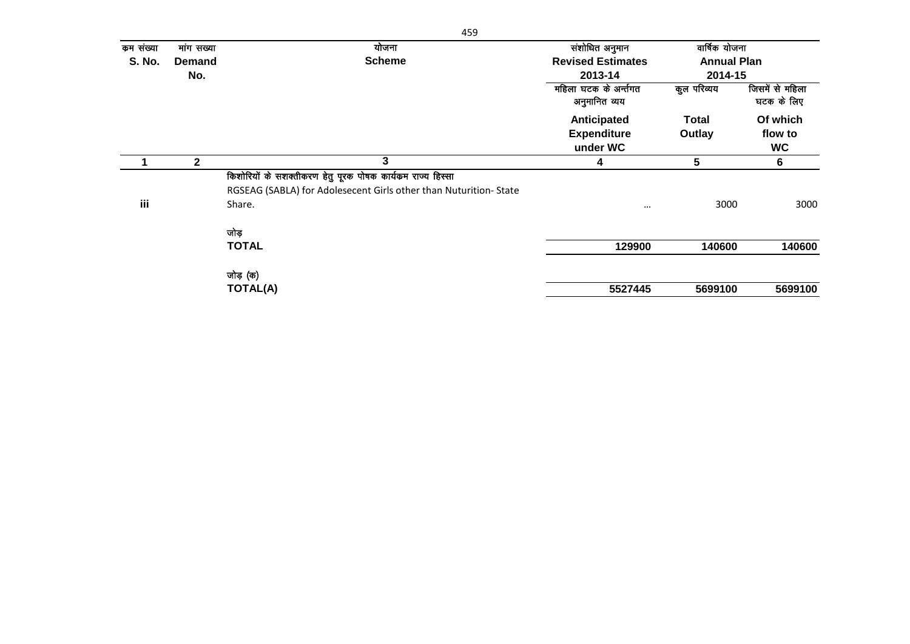| क्रम संख्या S. No. | मांग सख्या Demand No. | योजना Scheme | संशोधित अनुमान Revised Estimates 2013-14 | वार्षिक योजना Annual Plan 2014-15 | |
|---|---|---|---|---|---|
| | | | महिला घटक के अर्न्तगत अनुमानित व्यय Anticipated Expenditure under WC | कुल परिव्यय Total Outlay | जिसमें से महिला घटक के लिए Of which flow to WC |
| 1 | 2 | 3 | 4 | 5 | 6 |
| iii | | किशोरियों के सशक्तीकरण हेतु पूरक पोषक कार्यक्रम राज्य हिस्सा RGSEAG (SABLA) for Adolesecent Girls other than Nuturition- State Share. | ... | 3000 | 3000 |
| | | जोड़ **TOTAL** | **129900** | **140600** | **140600** |
| | | जोड़ (क) **TOTAL(A)** | **5527445** | **5699100** | **5699100** |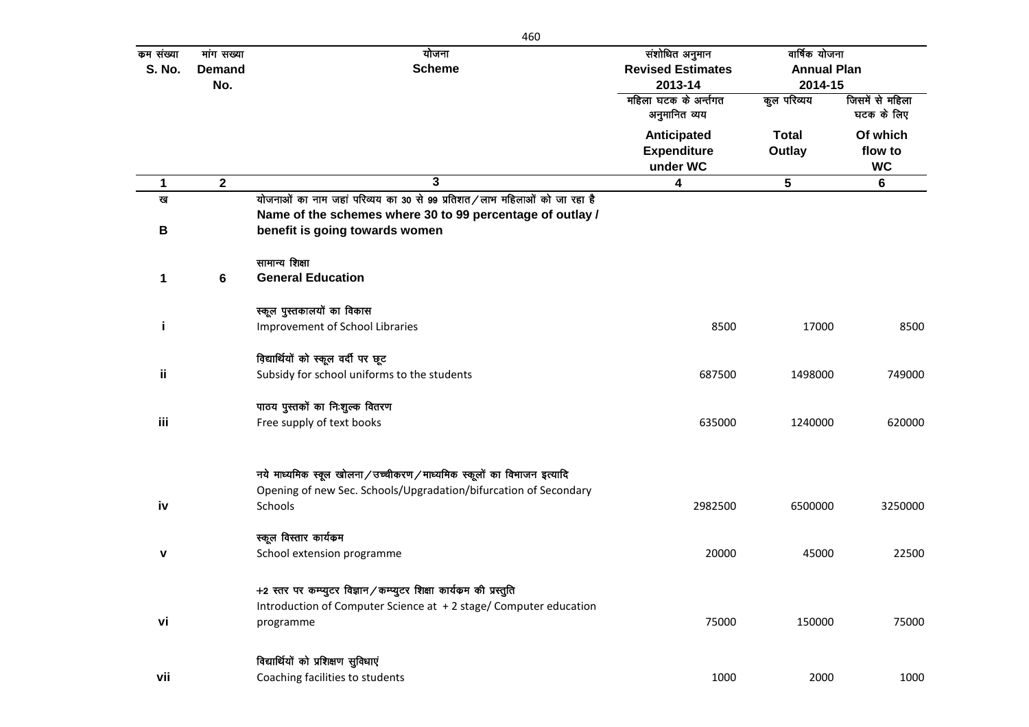| क्रम संख्या S. No. | मांग सख्या Demand No. | योजना Scheme | संशोधित अनुमान Revised Estimates 2013-14 | वार्षिक योजना Annual Plan 2014-15 | |
|---|---|---|---|---|---|
| | | | महिला घटक के अन्तर्गत अनुमानित व्यय Anticipated Expenditure under WC | कुल परिव्यय Total Outlay | जिसमें से महिला घटक के लिए Of which flow to WC |
| 1 | 2 | 3 | 4 | 5 | 6 |
| ख B | | योजनाओं का नाम जहां परिव्यय का 30 से 99 प्रतिशत/लाभ महिलाओं को जा रहा है **Name of the schemes where 30 to 99 percentage of outlay / benefit is going towards women** | | | |
| 1 | 6 | सामान्य शिक्षा **General Education** | | | |
| i | | स्कूल पुस्तकालयों का विकास Improvement of School Libraries | 8500 | 17000 | 8500 |
| ii | | विद्यार्थियों को स्कूल वर्दी पर छूट Subsidy for school uniforms to the students | 687500 | 1498000 | 749000 |
| iii | | पाठय पुस्तकों का निःशुल्क वितरण Free supply of text books | 635000 | 1240000 | 620000 |
| iv | | नये माध्यमिक स्कूल खोलना/उच्चीकरण/माध्यमिक स्कूलों का विभाजन इत्यादि Opening of new Sec. Schools/Upgradation/bifurcation of Secondary Schools | 2982500 | 6500000 | 3250000 |
| v | | स्कूल विस्तार कार्यक्रम School extension programme | 20000 | 45000 | 22500 |
| vi | | +2 स्तर पर कम्प्युटर विज्ञान/कम्प्युटर शिक्षा कार्यक्रम की प्रस्तुति Introduction of Computer Science at + 2 stage/ Computer education programme | 75000 | 150000 | 75000 |
| vii | | विद्यार्थियों को प्रशिक्षण सुविधाएं Coaching facilities to students | 1000 | 2000 | 1000 |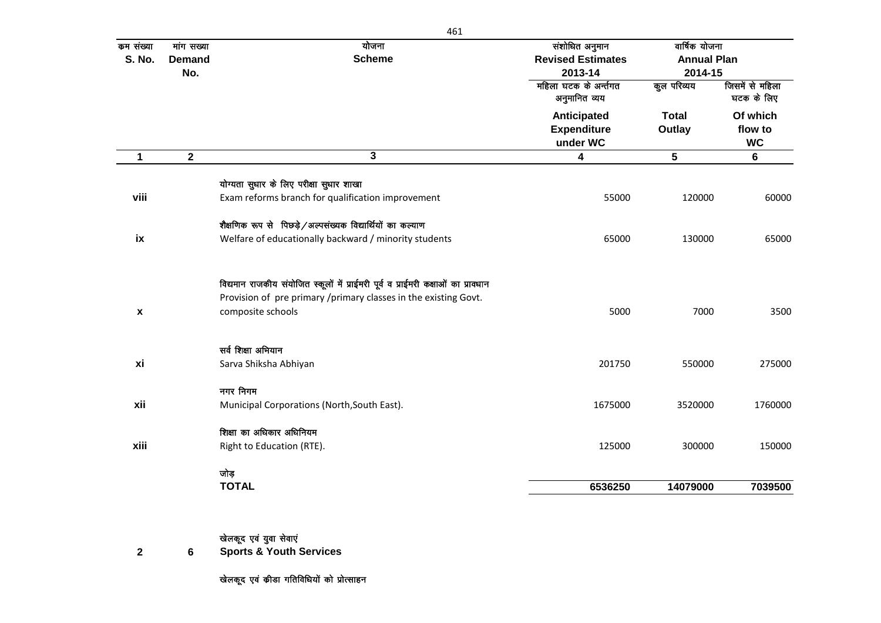| क्रम संख्या S. No. | मांग सख्या Demand No. | योजना Scheme | संशोधित अनुमान Revised Estimates 2013-14 | वार्षिक योजना Annual Plan 2014-15 | |
|---|---|---|---|---|---|
| | | | महिला घटक के अर्न्तगत अनुमानित व्यय Anticipated Expenditure under WC | कुल परिव्यय Total Outlay | जिसमें से महिला घटक के लिए Of which flow to WC |
| **1** | **2** | **3** | **4** | **5** | **6** |
| viii | | योग्यता सुधार के लिए परीक्षा सुधार शाखा Exam reforms branch for qualification improvement | 55000 | 120000 | 60000 |
| ix | | शैक्षणिक रूप से पिछड़े/अल्पसंख्यक विद्यार्थियों का कल्याण Welfare of educationally backward / minority students | 65000 | 130000 | 65000 |
| x | | विद्यमान राजकीय संयोजित स्कूलों में प्राईमरी पूर्व व प्राईमरी कक्षाओं का प्रावधान Provision of pre primary /primary classes in the existing Govt. composite schools | 5000 | 7000 | 3500 |
| xi | | सर्व शिक्षा अभियान Sarva Shiksha Abhiyan | 201750 | 550000 | 275000 |
| xii | | नगर निगम Municipal Corporations (North,South East). | 1675000 | 3520000 | 1760000 |
| xiii | | शिक्षा का अधिकार अधिनियम Right to Education (RTE). | 125000 | 300000 | 150000 |
| | | जोड़ **TOTAL** | **6536250** | **14079000** | **7039500** |
| **2** | **6** | खेलकूद एवं युवा सेवाएं **Sports & Youth Services** | | | |
| | | खेलकूद एवं क्रीडा गतिविधियों को प्रोत्साहन | | | |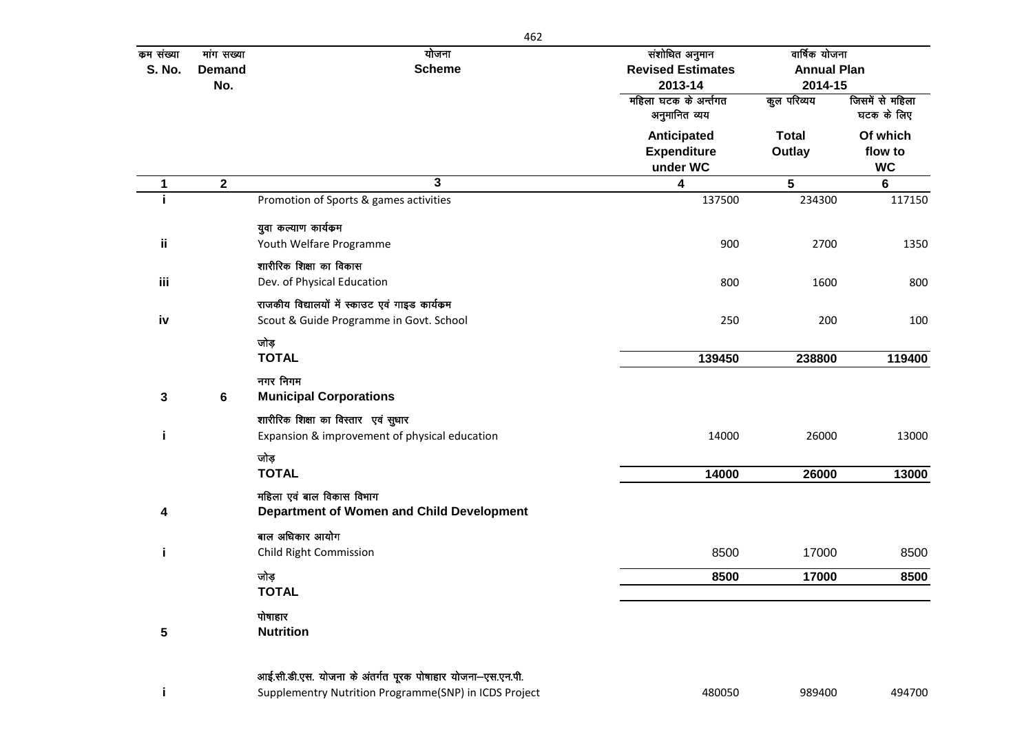| क्रम संख्या S. No. | मांग सख्या Demand No. | योजना Scheme | संशोधित अनुमान Revised Estimates 2013-14 | वार्षिक योजना Annual Plan 2014-15 | |
|---|---|---|---|---|---|
| | | | महिला घटक के अर्न्तगत अनुमानित व्यय Anticipated Expenditure under WC | कुल परिव्यय Total Outlay | जिसमें से महिला घटक के लिए Of which flow to WC |
| **1** | **2** | **3** | **4** | **5** | **6** |
| i | | Promotion of Sports & games activities | 137500 | 234300 | 117150 |
| ii | | युवा कल्याण कार्यक्रम Youth Welfare Programme | 900 | 2700 | 1350 |
| iii | | शारीरिक शिक्षा का विकास Dev. of Physical Education | 800 | 1600 | 800 |
| iv | | राजकीय विद्यालयों में स्काउट एवं गाइड कार्यक्रम Scout & Guide Programme in Govt. School | 250 | 200 | 100 |
| | | जोड़ **TOTAL** | **139450** | **238800** | **119400** |
| **3** | **6** | नगर निगम **Municipal Corporations** | | | |
| i | | शारीरिक शिक्षा का विस्तार एवं सुधार Expansion & improvement of physical education | 14000 | 26000 | 13000 |
| | | जोड़ **TOTAL** | **14000** | **26000** | **13000** |
| **4** | | महिला एवं बाल विकास विभाग **Department of Women and Child Development** | | | |
| i | | बाल अधिकार आयोग Child Right Commission | 8500 | 17000 | 8500 |
| | | जोड़ **TOTAL** | **8500** | **17000** | **8500** |
| **5** | | पोषाहार **Nutrition** | | | |
| i | | आई.सी.डी.एस. योजना के अंतर्गत पूरक पोषाहार योजना–एस.एन.पी. Supplementry Nutrition Programme(SNP) in ICDS Project | 480050 | 989400 | 494700 |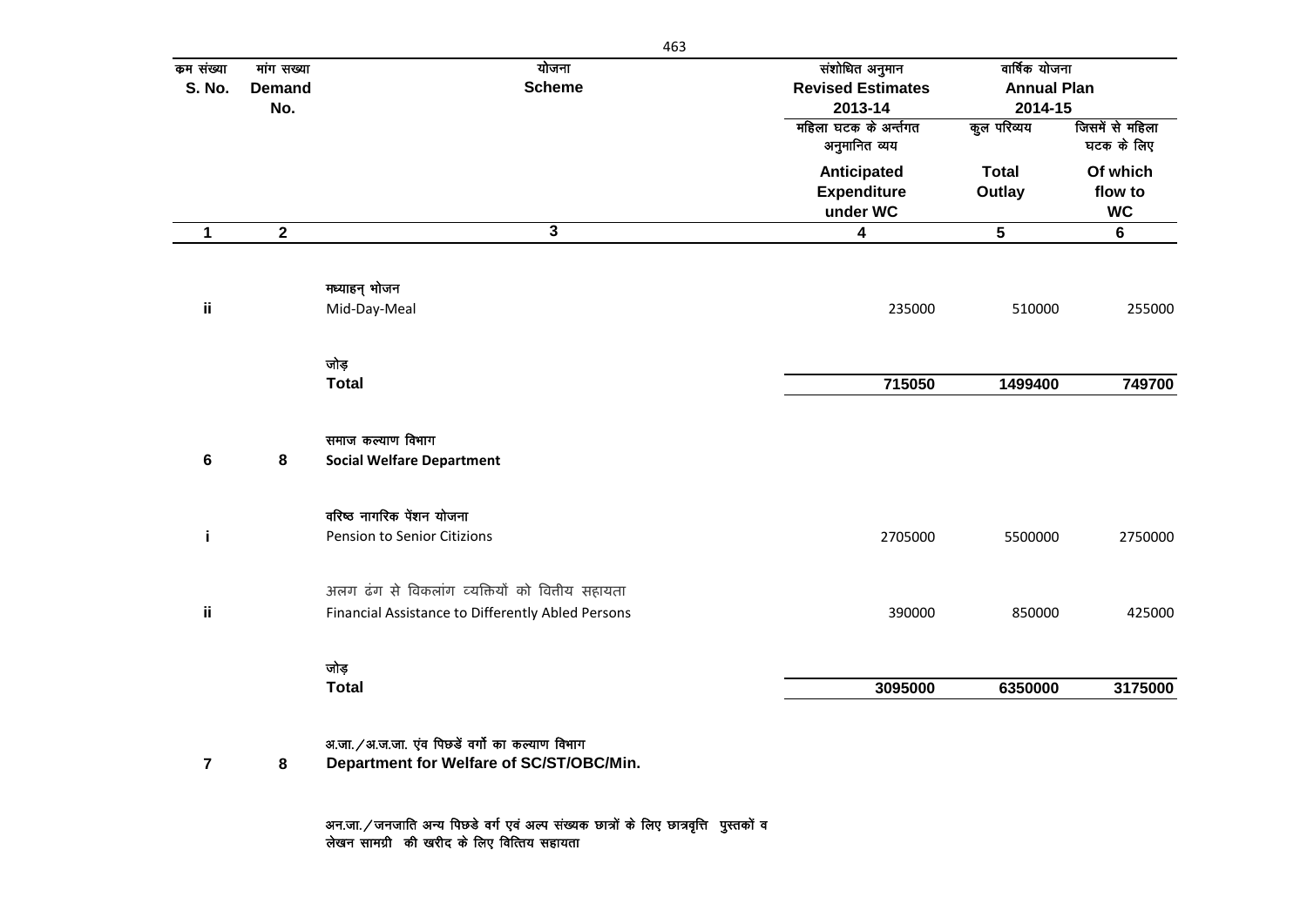| क्रम संख्या S. No. | मांग सख्या Demand No. | योजना Scheme | संशोधित अनुमान Revised Estimates 2013-14 | वार्षिक योजना Annual Plan 2014-15 | |
|---|---|---|---|---|---|
| | | | महिला घटक के अर्न्तगत अनुमानित व्यय Anticipated Expenditure under WC | कुल परिव्यय Total Outlay | जिसमें से महिला घटक के लिए Of which flow to WC |
| 1 | 2 | 3 | 4 | 5 | 6 |
| ii | | मध्याहन् भोजन Mid-Day-Meal | 235000 | 510000 | 255000 |
| | | जोड़ **Total** | **715050** | **1499400** | **749700** |
| 6 | 8 | समाज कल्याण विभाग **Social Welfare Department** | | | |
| i | | वरिष्ठ नागरिक पेंशन योजना Pension to Senior Citizions | 2705000 | 5500000 | 2750000 |
| ii | | अलग ढंग से विकलांग व्यक्तियों को वित्तीय सहायता Financial Assistance to Differently Abled Persons | 390000 | 850000 | 425000 |
| | | जोड़ **Total** | **3095000** | **6350000** | **3175000** |
| 7 | 8 | अ.जा./अ.ज.जा. एंव पिछडें वर्गो का कल्याण विभाग **Department for Welfare of SC/ST/OBC/Min.** | | | |
| | | अन.जा./जनजाति अन्य पिछडे वर्ग एवं अल्प संख्यक छात्रों के लिए छात्रवृत्ति पुस्तकों व लेखन सामग्री की खरीद के लिए वित्तिय सहायता | | | |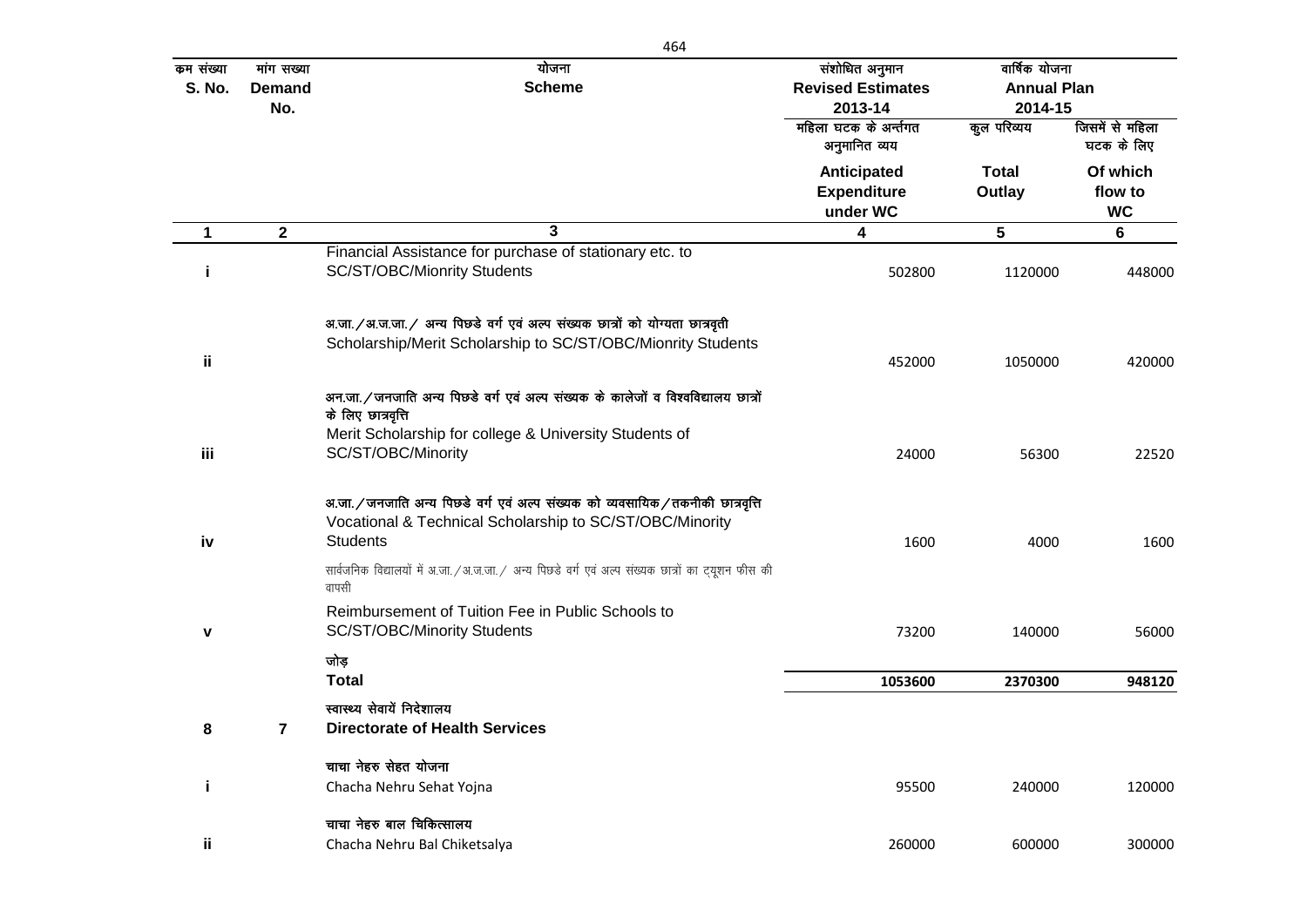| क्रम संख्या S. No. | मांग सख्या Demand No. | योजना Scheme | संशोधित अनुमान Revised Estimates 2013-14 | वार्षिक योजना Annual Plan 2014-15 | |
|---|---|---|---|---|---|
| | | | महिला घटक के अर्न्तगत अनुमानित व्यय Anticipated Expenditure under WC | कुल परिव्यय Total Outlay | जिसमें से महिला घटक के लिए Of which flow to WC |
| 1 | 2 | 3 | 4 | 5 | 6 |
| i | | Financial Assistance for purchase of stationary etc. to SC/ST/OBC/Mionrity Students | 502800 | 1120000 | 448000 |
| ii | | अ.जा./अ.ज.जा./ अन्य पिछडे वर्ग एवं अल्प संख्यक छात्रों को योग्यता छात्रवृती Scholarship/Merit Scholarship to SC/ST/OBC/Mionrity Students | 452000 | 1050000 | 420000 |
| iii | | अन.जा./जनजाति अन्य पिछडे वर्ग एवं अल्प संख्यक के कालेजों व विश्वविद्यालय छात्रों के लिए छात्रवृत्ति Merit Scholarship for college & University Students of SC/ST/OBC/Minority | 24000 | 56300 | 22520 |
| iv | | अ.जा./जनजाति अन्य पिछडे वर्ग एवं अल्प संख्यक को व्यवसायिक/तकनीकी छात्रवृत्ति Vocational & Technical Scholarship to SC/ST/OBC/Minority Students | 1600 | 4000 | 1600 |
| v | | सार्वजनिक विद्यालयों में अ.जा./अ.ज.जा./ अन्य पिछडे वर्ग एवं अल्प संख्यक छात्रों का ट्यूशन फीस की वापसी Reimbursement of Tuition Fee in Public Schools to SC/ST/OBC/Minority Students | 73200 | 140000 | 56000 |
| | | जोड़ **Total** | **1053600** | **2370300** | **948120** |
| 8 | 7 | स्वास्थ्य सेवायें निदेशालय **Directorate of Health Services** | | | |
| i | | चाचा नेहरु सेहत योजना Chacha Nehru Sehat Yojna | 95500 | 240000 | 120000 |
| ii | | चाचा नेहरु बाल चिकित्सालय Chacha Nehru Bal Chiketsalya | 260000 | 600000 | 300000 |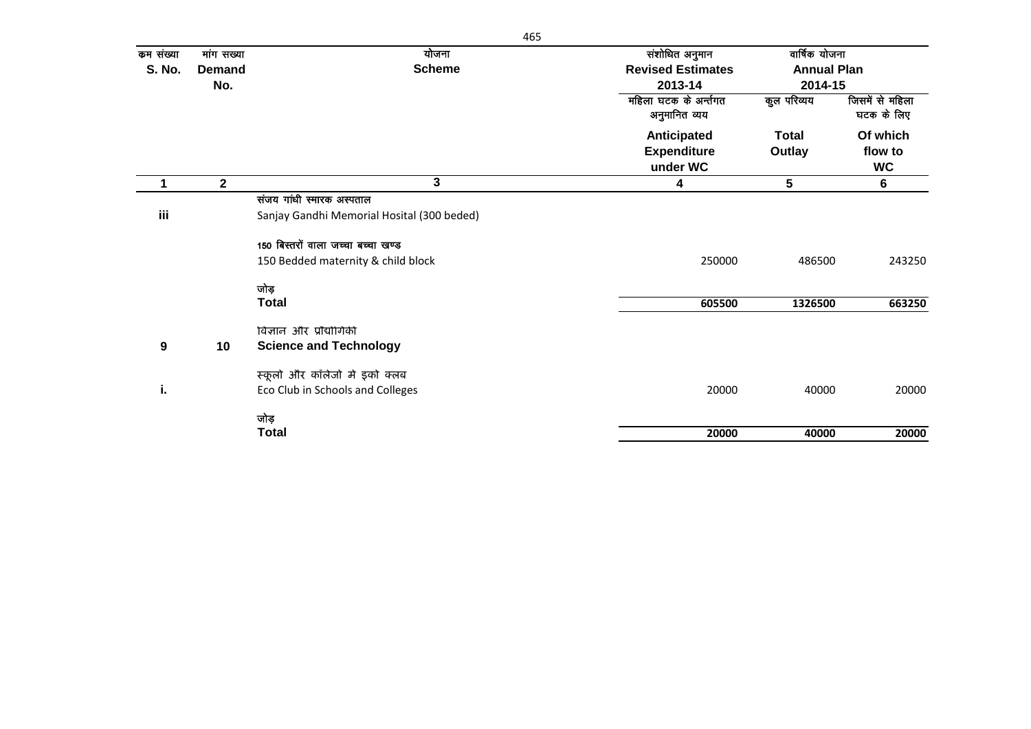| क्रम संख्या S. No. | मांग सख्या Demand No. | योजना Scheme | संशोधित अनुमान Revised Estimates 2013-14 | वार्षिक योजना Annual Plan 2014-15 | |
|---|---|---|---|---|---|
| | | | महिला घटक के अर्न्तगत अनुमानित व्यय Anticipated Expenditure under WC | कुल परिव्यय Total Outlay | जिसमें से महिला घटक के लिए Of which flow to WC |
| 1 | 2 | 3 | 4 | 5 | 6 |
| iii | | संजय गांधी स्मारक अस्पताल<br>Sanjay Gandhi Memorial Hosital (300 beded) | | | |
| | | 150 बिस्तरों वाला जच्चा बच्चा खण्ड<br>150 Bedded maternity & child block | 250000 | 486500 | 243250 |
| | | जोड़<br>**Total** | **605500** | **1326500** | **663250** |
| 9 | 10 | विज्ञान और प्रौद्योगिकी<br>**Science and Technology** | | | |
| i. | | स्कूलो और कॉलेजो मे इको क्लब<br>Eco Club in Schools and Colleges | 20000 | 40000 | 20000 |
| | | जोड़<br>**Total** | **20000** | **40000** | **20000** |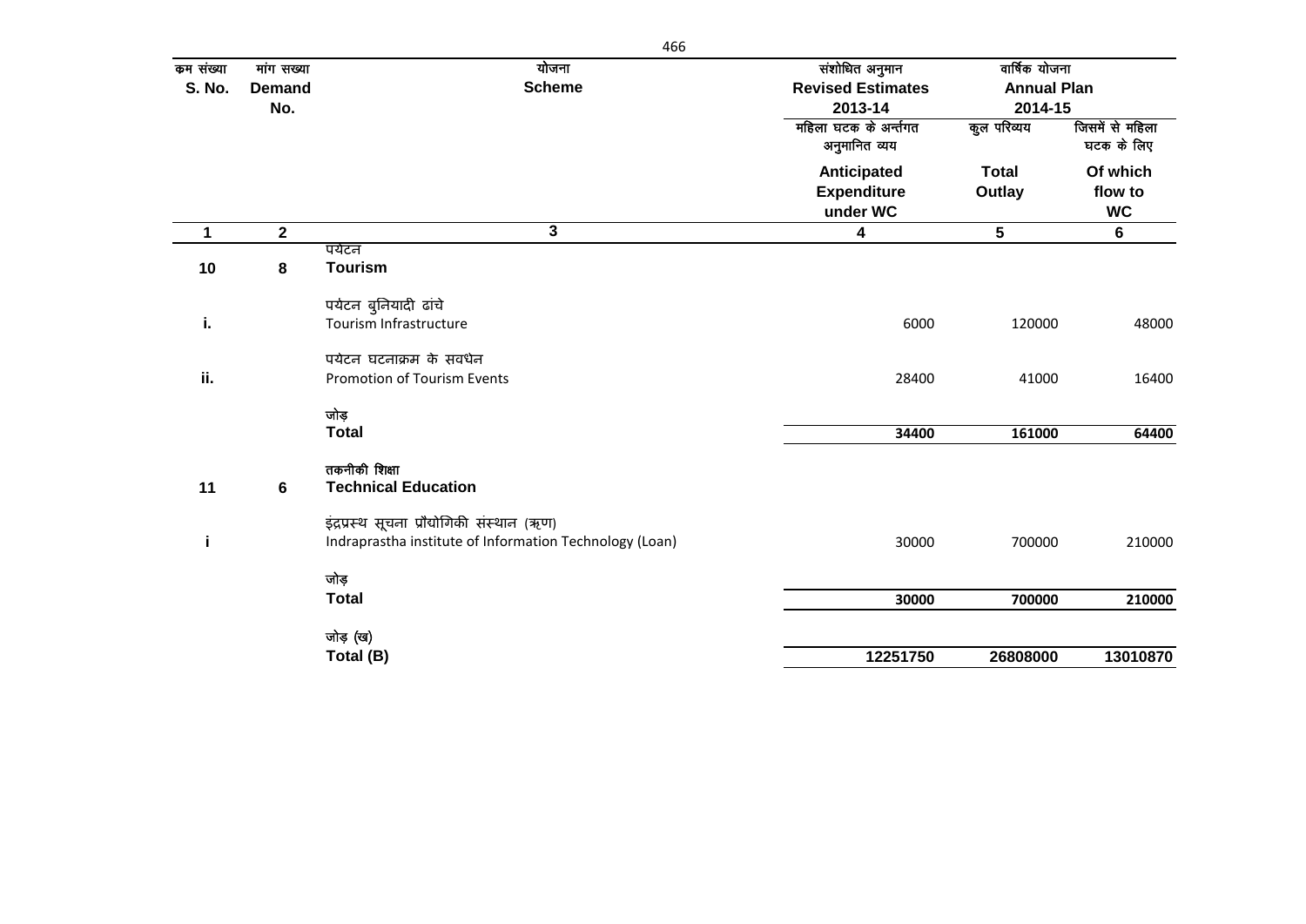| क्रम संख्या S. No. | मांग सख्या Demand No. | योजना Scheme | संशोधित अनुमान Revised Estimates 2013-14 | वार्षिक योजना Annual Plan 2014-15 | |
|---|---|---|---|---|---|
| | | | महिला घटक के अन्तर्गत अनुमानित व्यय Anticipated Expenditure under WC | कुल परिव्यय Total Outlay | जिसमें से महिला घटक के लिए Of which flow to WC |
| 1 | 2 | 3 | 4 | 5 | 6 |
| 10 | 8 | पर्यटन **Tourism** | | | |
| i. | | पर्यटन बुनियादी ढांचे Tourism Infrastructure | 6000 | 120000 | 48000 |
| ii. | | पर्यटन घटनाक्रम के सवर्धन Promotion of Tourism Events | 28400 | 41000 | 16400 |
| | | जोड़ **Total** | **34400** | **161000** | **64400** |
| 11 | 6 | तकनीकी शिक्षा **Technical Education** | | | |
| i | | इंद्रप्रस्थ सूचना प्रौद्योगिकी संस्थान (ऋण) Indraprastha institute of Information Technology (Loan) | 30000 | 700000 | 210000 |
| | | जोड़ **Total** | **30000** | **700000** | **210000** |
| | | जोड़ (ख) **Total (B)** | **12251750** | **26808000** | **13010870** |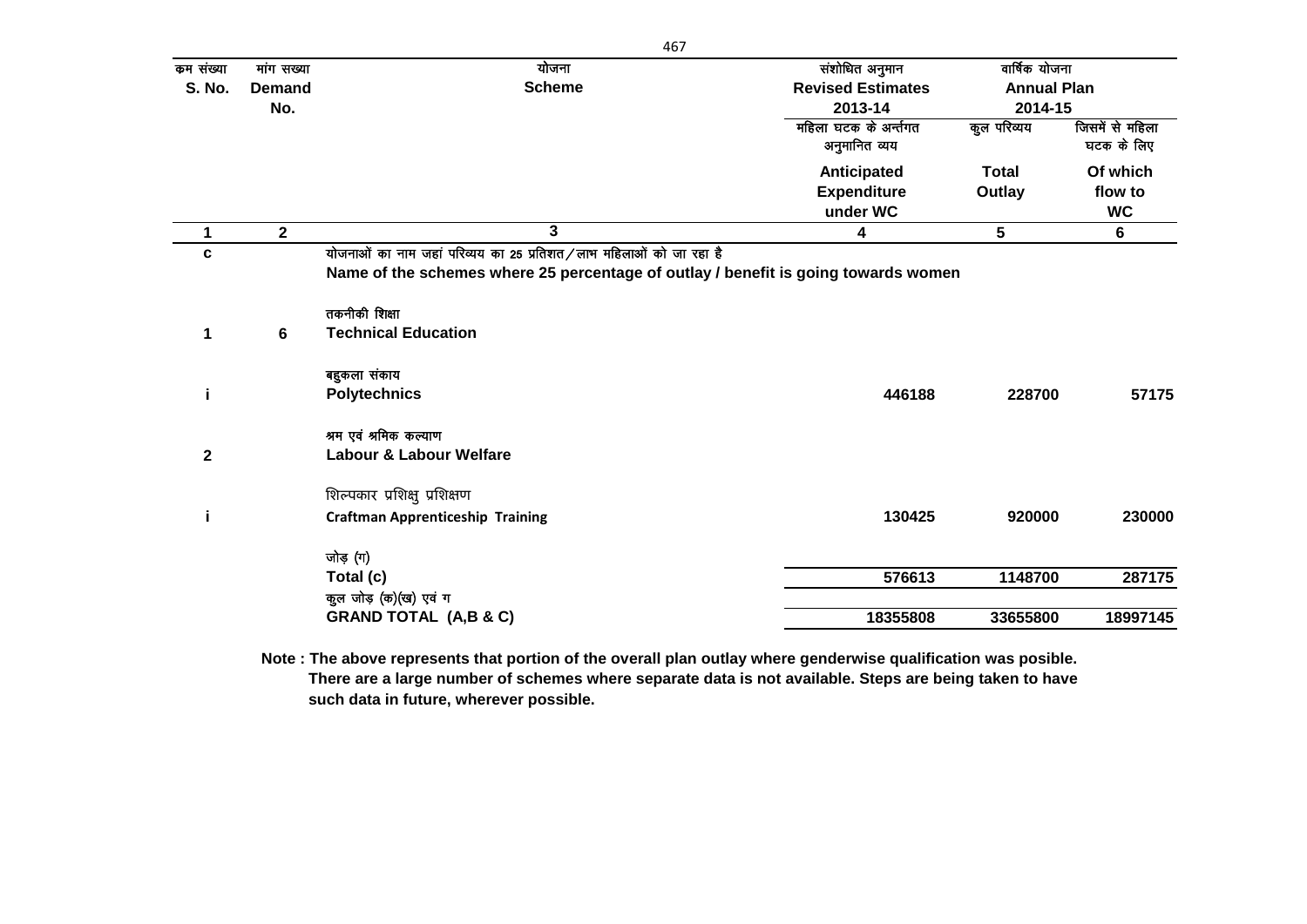| क्रम संख्या S. No. | मांग सख्या Demand No. | योजना Scheme | संशोधित अनुमान Revised Estimates 2013-14 | वार्षिक योजना Annual Plan 2014-15 | |
|---|---|---|---|---|---|
| | | | महिला घटक के अर्न्तगत अनुमानित व्यय Anticipated Expenditure under WC | कुल परिव्यय Total Outlay | जिसमें से महिला घटक के लिए Of which flow to WC |
| 1 | 2 | 3 | 4 | 5 | 6 |
| C | | योजनाओं का नाम जहां परिव्यय का 25 प्रतिशत/लाभ महिलाओं को जा रहा है Name of the schemes where 25 percentage of outlay / benefit is going towards women | | | |
| 1 | 6 | तकनीकी शिक्षा Technical Education | | | |
| i | | बहुकला संकाय Polytechnics | 446188 | 228700 | 57175 |
| 2 | | श्रम एवं श्रमिक कल्याण Labour & Labour Welfare | | | |
| i | | शिल्पकार प्रशिक्षु प्रशिक्षण Craftman Apprenticeship Training | 130425 | 920000 | 230000 |
| | | जोड़ (ग) Total (c) | 576613 | 1148700 | 287175 |
| | | कुल जोड़ (क)(ख) एवं ग GRAND TOTAL (A,B & C) | 18355808 | 33655800 | 18997145 |

**Note : The above represents that portion of the overall plan outlay where genderwise qualification was posible. There are a large number of schemes where separate data is not available. Steps are being taken to have such data in future, wherever possible.**